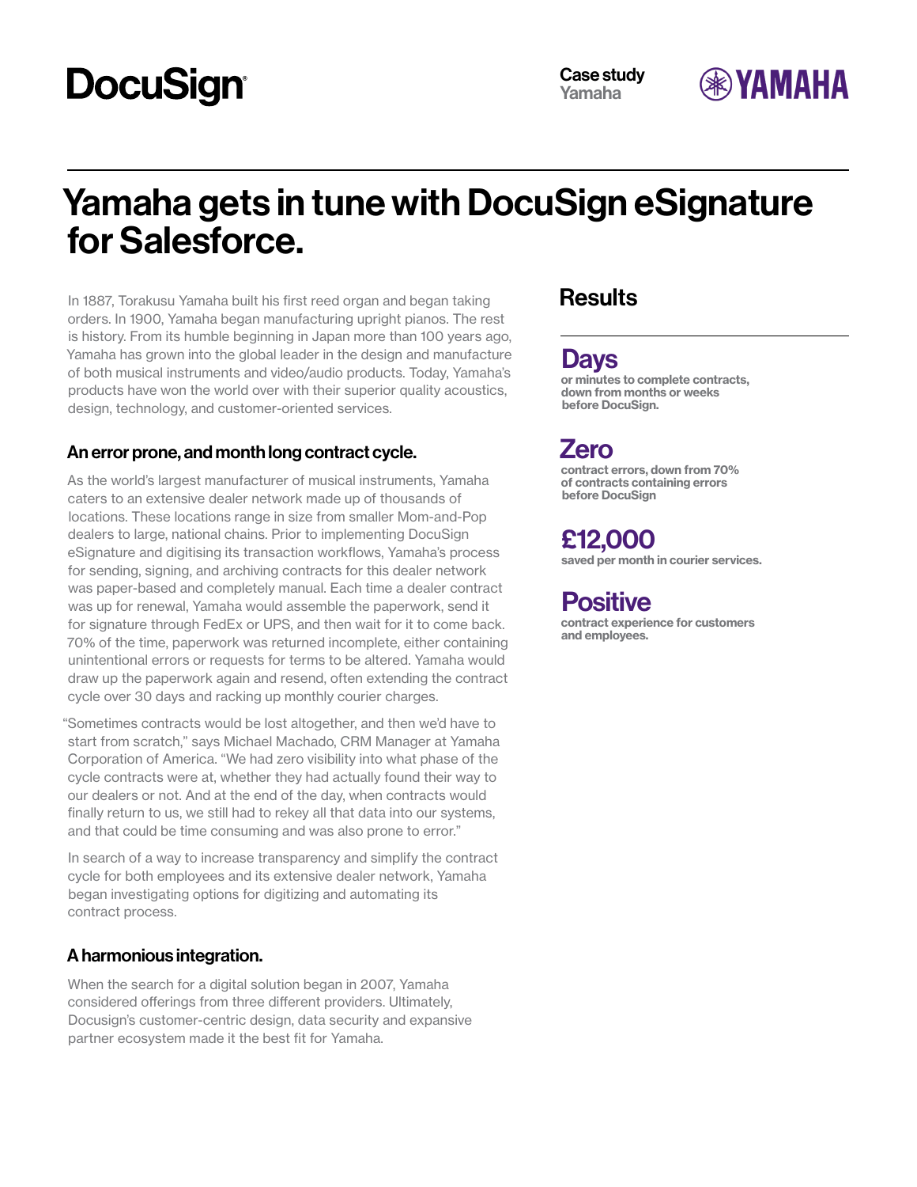DocuSign

**Case study**
Yamaha

YAMAHA

# Yamaha gets in tune with DocuSign eSignature for Salesforce.

In 1887, Torakusu Yamaha built his first reed organ and began taking orders. In 1900, Yamaha began manufacturing upright pianos. The rest is history. From its humble beginning in Japan more than 100 years ago, Yamaha has grown into the global leader in the design and manufacture of both musical instruments and video/audio products. Today, Yamaha's products have won the world over with their superior quality acoustics, design, technology, and customer-oriented services.

## An error prone, and month long contract cycle.

As the world's largest manufacturer of musical instruments, Yamaha caters to an extensive dealer network made up of thousands of locations. These locations range in size from smaller Mom-and-Pop dealers to large, national chains. Prior to implementing DocuSign eSignature and digitising its transaction workflows, Yamaha's process for sending, signing, and archiving contracts for this dealer network was paper-based and completely manual. Each time a dealer contract was up for renewal, Yamaha would assemble the paperwork, send it for signature through FedEx or UPS, and then wait for it to come back. 70% of the time, paperwork was returned incomplete, either containing unintentional errors or requests for terms to be altered. Yamaha would draw up the paperwork again and resend, often extending the contract cycle over 30 days and racking up monthly courier charges.

"Sometimes contracts would be lost altogether, and then we'd have to start from scratch," says Michael Machado, CRM Manager at Yamaha Corporation of America. "We had zero visibility into what phase of the cycle contracts were at, whether they had actually found their way to our dealers or not. And at the end of the day, when contracts would finally return to us, we still had to rekey all that data into our systems, and that could be time consuming and was also prone to error."

In search of a way to increase transparency and simplify the contract cycle for both employees and its extensive dealer network, Yamaha began investigating options for digitizing and automating its contract process.

## A harmonious integration.

When the search for a digital solution began in 2007, Yamaha considered offerings from three different providers. Ultimately, Docusign's customer-centric design, data security and expansive partner ecosystem made it the best fit for Yamaha.

## Results

**Days**
or minutes to complete contracts, down from months or weeks before DocuSign.

**Zero**
contract errors, down from 70% of contracts containing errors before DocuSign

**£12,000**
saved per month in courier services.

**Positive**
contract experience for customers and employees.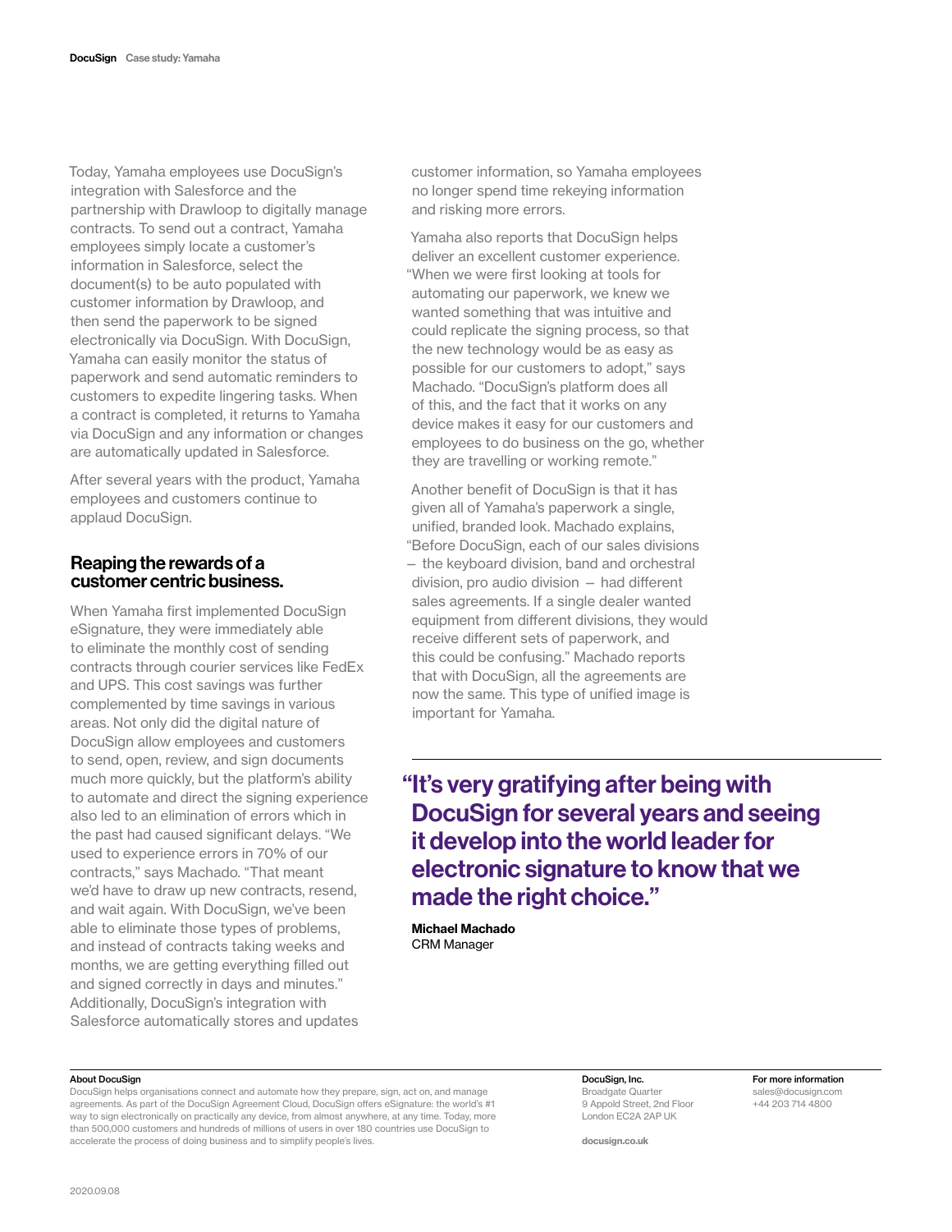Today, Yamaha employees use DocuSign's integration with Salesforce and the partnership with Drawloop to digitally manage contracts. To send out a contract, Yamaha employees simply locate a customer's information in Salesforce, select the document(s) to be auto populated with customer information by Drawloop, and then send the paperwork to be signed electronically via DocuSign. With DocuSign, Yamaha can easily monitor the status of paperwork and send automatic reminders to customers to expedite lingering tasks. When a contract is completed, it returns to Yamaha via DocuSign and any information or changes are automatically updated in Salesforce.

After several years with the product, Yamaha employees and customers continue to applaud DocuSign.

## Reaping the rewards of a customer centric business.

When Yamaha first implemented DocuSign eSignature, they were immediately able to eliminate the monthly cost of sending contracts through courier services like FedEx and UPS. This cost savings was further complemented by time savings in various areas. Not only did the digital nature of DocuSign allow employees and customers to send, open, review, and sign documents much more quickly, but the platform's ability to automate and direct the signing experience also led to an elimination of errors which in the past had caused significant delays. "We used to experience errors in 70% of our contracts," says Machado. "That meant we'd have to draw up new contracts, resend, and wait again. With DocuSign, we've been able to eliminate those types of problems, and instead of contracts taking weeks and months, we are getting everything filled out and signed correctly in days and minutes." Additionally, DocuSign's integration with Salesforce automatically stores and updates customer information, so Yamaha employees no longer spend time rekeying information and risking more errors.

Yamaha also reports that DocuSign helps deliver an excellent customer experience. "When we were first looking at tools for automating our paperwork, we knew we wanted something that was intuitive and could replicate the signing process, so that the new technology would be as easy as possible for our customers to adopt," says Machado. "DocuSign's platform does all of this, and the fact that it works on any device makes it easy for our customers and employees to do business on the go, whether they are travelling or working remote."

Another benefit of DocuSign is that it has given all of Yamaha's paperwork a single, unified, branded look. Machado explains, "Before DocuSign, each of our sales divisions – the keyboard division, band and orchestral division, pro audio division – had different sales agreements. If a single dealer wanted equipment from different divisions, they would receive different sets of paperwork, and this could be confusing." Machado reports that with DocuSign, all the agreements are now the same. This type of unified image is important for Yamaha.

> **"It's very gratifying after being with DocuSign for several years and seeing it develop into the world leader for electronic signature to know that we made the right choice."**
>
> **Michael Machado**
> CRM Manager

**About DocuSign**
DocuSign helps organisations connect and automate how they prepare, sign, act on, and manage agreements. As part of the DocuSign Agreement Cloud, DocuSign offers eSignature: the world's #1 way to sign electronically on practically any device, from almost anywhere, at any time. Today, more than 500,000 customers and hundreds of millions of users in over 180 countries use DocuSign to accelerate the process of doing business and to simplify people's lives.

**DocuSign, Inc.**
Broadgate Quarter
9 Appold Street, 2nd Floor
London EC2A 2AP UK

**docusign.co.uk**

**For more information**
sales@docusign.com
+44 203 714 4800

2020.09.08